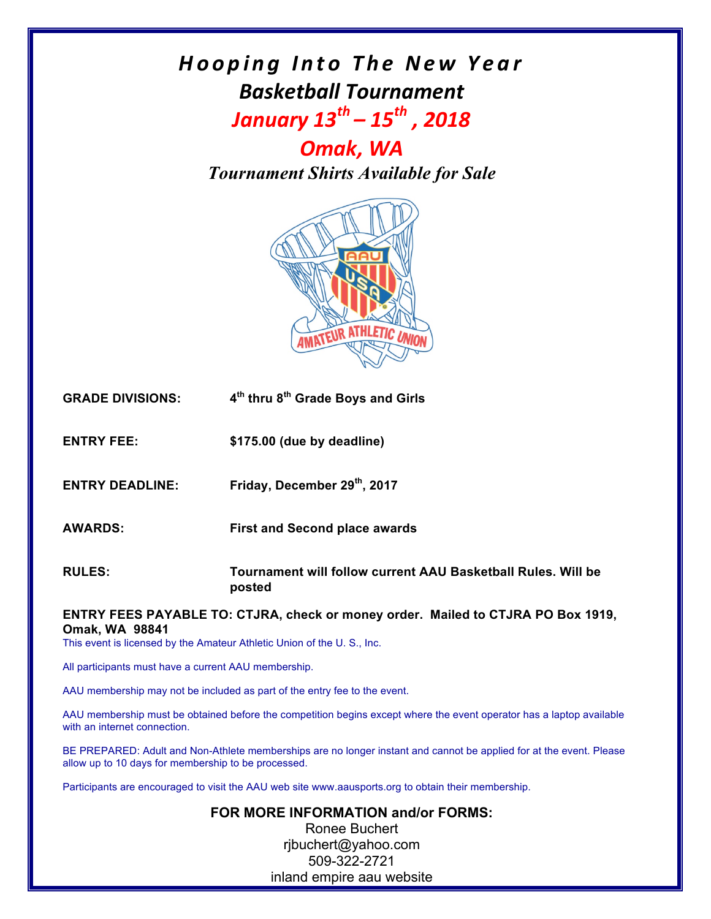# *Hooping Into The New Year*

## *Basketball Tournament*

## *January 13th – 15th , 2018*

## *Omak, WA*

***Tournament Shirts Available for Sale***

| | |
|---|---|
| **GRADE DIVISIONS:** | **4th thru 8th Grade Boys and Girls** |
| **ENTRY FEE:** | **$175.00 (due by deadline)** |
| **ENTRY DEADLINE:** | **Friday, December 29th, 2017** |
| **AWARDS:** | **First and Second place awards** |
| **RULES:** | **Tournament will follow current AAU Basketball Rules. Will be posted** |

**ENTRY FEES PAYABLE TO: CTJRA, check or money order. Mailed to CTJRA PO Box 1919, Omak, WA 98841**

This event is licensed by the Amateur Athletic Union of the U. S., Inc.

All participants must have a current AAU membership.

AAU membership may not be included as part of the entry fee to the event.

AAU membership must be obtained before the competition begins except where the event operator has a laptop available with an internet connection.

BE PREPARED: Adult and Non-Athlete memberships are no longer instant and cannot be applied for at the event. Please allow up to 10 days for membership to be processed.

Participants are encouraged to visit the AAU web site www.aausports.org to obtain their membership.

**FOR MORE INFORMATION and/or FORMS:**

Ronee Buchert
rjbuchert@yahoo.com
509-322-2721
inland empire aau website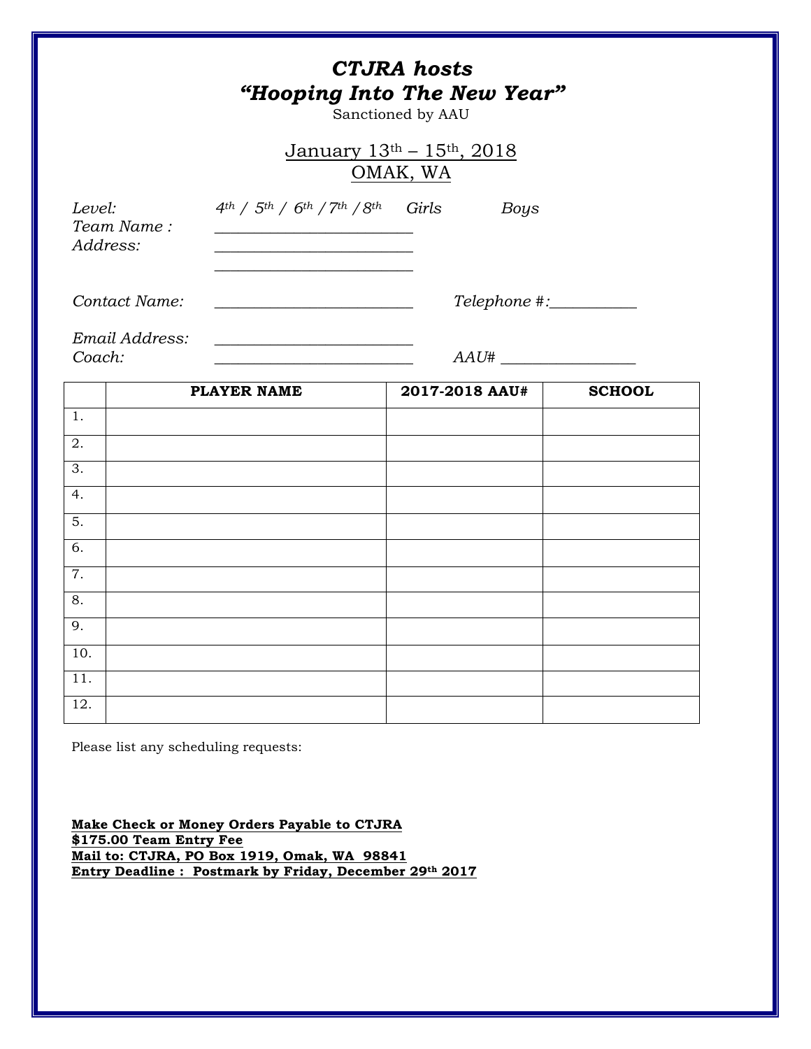## *CTJRA hosts*
## *"Hooping Into The New Year"*

Sanctioned by AAU

January 13th – 15th, 2018
OMAK, WA

*Level:* *4th / 5th / 6th / 7th / 8th* *Girls* *Boys*

*Team Name :* ________________________

*Address:* ________________________

________________________

*Contact Name:* ________________________ *Telephone #:*___________

*Email Address:* ________________________

*Coach:* ________________________ *AAU#* _________________

| | PLAYER NAME | 2017-2018 AAU# | SCHOOL |
|---|---|---|---|
| 1. | | | |
| 2. | | | |
| 3. | | | |
| 4. | | | |
| 5. | | | |
| 6. | | | |
| 7. | | | |
| 8. | | | |
| 9. | | | |
| 10. | | | |
| 11. | | | |
| 12. | | | |

Please list any scheduling requests:

**Make Check or Money Orders Payable to CTJRA**
**$175.00 Team Entry Fee**
**Mail to: CTJRA, PO Box 1919, Omak, WA 98841**
**Entry Deadline : Postmark by Friday, December 29th 2017**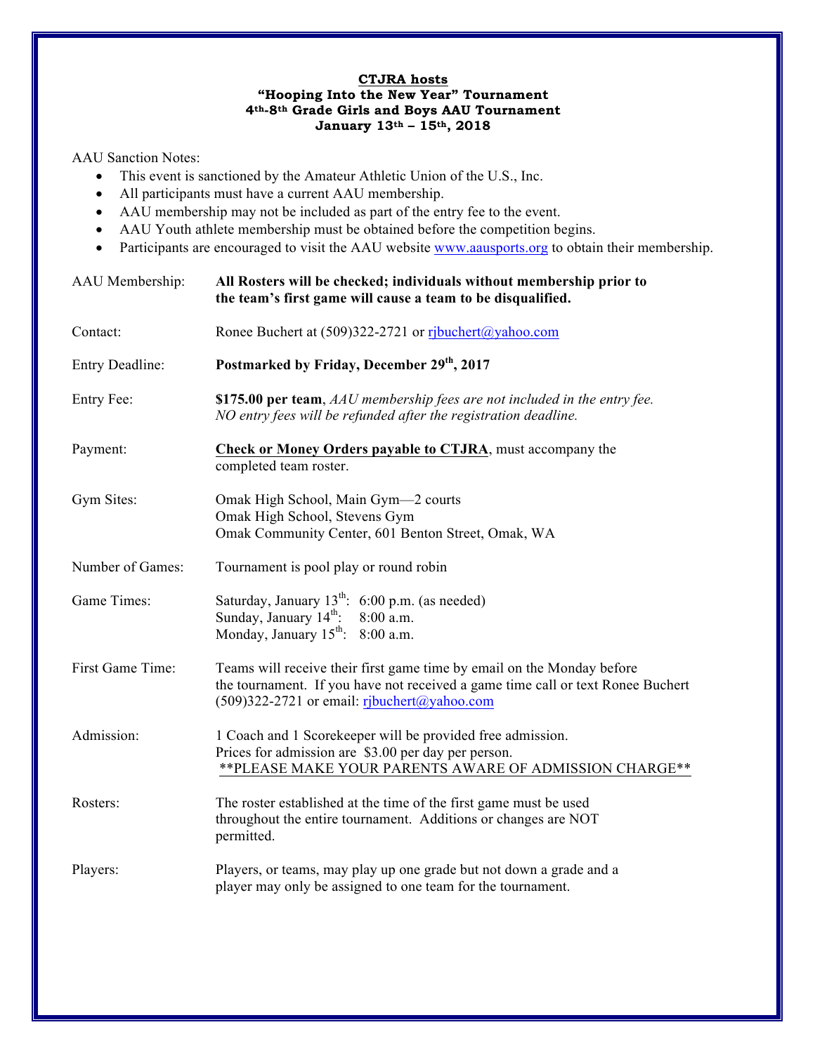**CTJRA hosts**
**"Hooping Into the New Year" Tournament**
**4th-8th Grade Girls and Boys AAU Tournament**
**January 13th – 15th, 2018**

AAU Sanction Notes:

- This event is sanctioned by the Amateur Athletic Union of the U.S., Inc.
- All participants must have a current AAU membership.
- AAU membership may not be included as part of the entry fee to the event.
- AAU Youth athlete membership must be obtained before the competition begins.
- Participants are encouraged to visit the AAU website www.aausports.org to obtain their membership.

AAU Membership: **All Rosters will be checked; individuals without membership prior to the team's first game will cause a team to be disqualified.**

Contact: Ronee Buchert at (509)322-2721 or rjbuchert@yahoo.com

Entry Deadline: **Postmarked by Friday, December 29th, 2017**

Entry Fee: **$175.00 per team**, *AAU membership fees are not included in the entry fee. NO entry fees will be refunded after the registration deadline.*

Payment: **Check or Money Orders payable to CTJRA**, must accompany the completed team roster.

Gym Sites:
Omak High School, Main Gym—2 courts
Omak High School, Stevens Gym
Omak Community Center, 601 Benton Street, Omak, WA

Number of Games: Tournament is pool play or round robin

Game Times:
Saturday, January 13th: 6:00 p.m. (as needed)
Sunday, January 14th: 8:00 a.m.
Monday, January 15th: 8:00 a.m.

First Game Time: Teams will receive their first game time by email on the Monday before the tournament. If you have not received a game time call or text Ronee Buchert (509)322-2721 or email: rjbuchert@yahoo.com

Admission: 1 Coach and 1 Scorekeeper will be provided free admission. Prices for admission are $3.00 per day per person.
\*\*PLEASE MAKE YOUR PARENTS AWARE OF ADMISSION CHARGE\*\*

Rosters: The roster established at the time of the first game must be used throughout the entire tournament. Additions or changes are NOT permitted.

Players: Players, or teams, may play up one grade but not down a grade and a player may only be assigned to one team for the tournament.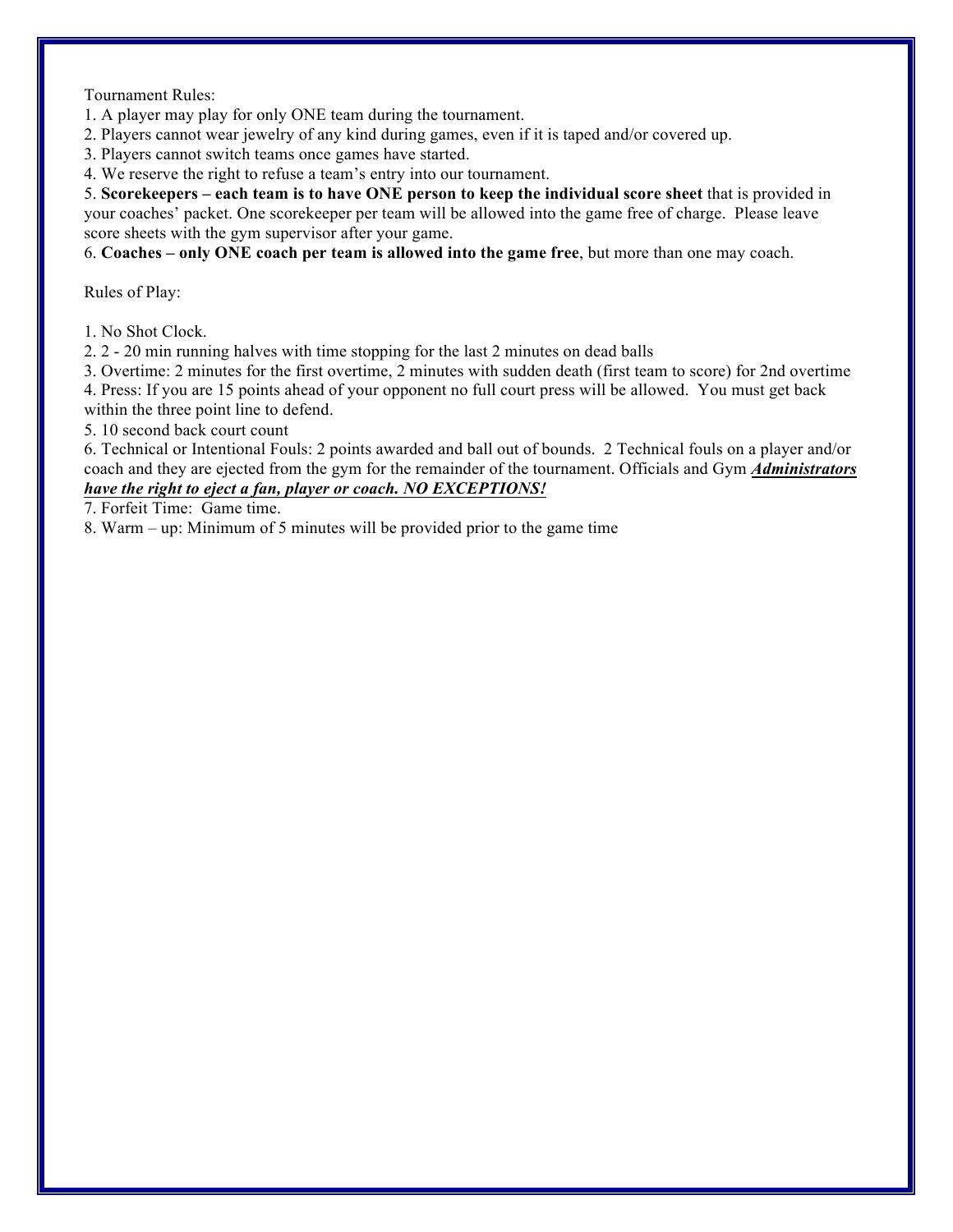Tournament Rules:

1. A player may play for only ONE team during the tournament.
2. Players cannot wear jewelry of any kind during games, even if it is taped and/or covered up.
3. Players cannot switch teams once games have started.
4. We reserve the right to refuse a team's entry into our tournament.
5. **Scorekeepers – each team is to have ONE person to keep the individual score sheet** that is provided in your coaches' packet. One scorekeeper per team will be allowed into the game free of charge. Please leave score sheets with the gym supervisor after your game.
6. **Coaches – only ONE coach per team is allowed into the game free**, but more than one may coach.

Rules of Play:

1. No Shot Clock.
2. 2 - 20 min running halves with time stopping for the last 2 minutes on dead balls
3. Overtime: 2 minutes for the first overtime, 2 minutes with sudden death (first team to score) for 2nd overtime
4. Press: If you are 15 points ahead of your opponent no full court press will be allowed. You must get back within the three point line to defend.
5. 10 second back court count
6. Technical or Intentional Fouls: 2 points awarded and ball out of bounds. 2 Technical fouls on a player and/or coach and they are ejected from the gym for the remainder of the tournament. Officials and Gym ***Administrators have the right to eject a fan, player or coach. NO EXCEPTIONS!***
7. Forfeit Time: Game time.
8. Warm – up: Minimum of 5 minutes will be provided prior to the game time